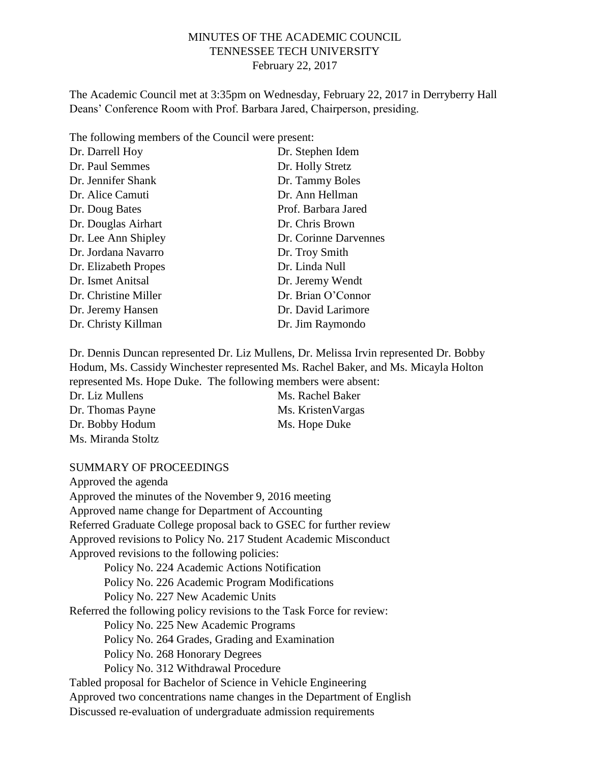MINUTES OF THE ACADEMIC COUNCIL
TENNESSEE TECH UNIVERSITY
February 22, 2017

The Academic Council met at 3:35pm on Wednesday, February 22, 2017 in Derryberry Hall Deans' Conference Room with Prof. Barbara Jared, Chairperson, presiding.

The following members of the Council were present:

| | |
|---|---|
| Dr. Darrell Hoy | Dr. Stephen Idem |
| Dr. Paul Semmes | Dr. Holly Stretz |
| Dr. Jennifer Shank | Dr. Tammy Boles |
| Dr. Alice Camuti | Dr. Ann Hellman |
| Dr. Doug Bates | Prof. Barbara Jared |
| Dr. Douglas Airhart | Dr. Chris Brown |
| Dr. Lee Ann Shipley | Dr. Corinne Darvennes |
| Dr. Jordana Navarro | Dr. Troy Smith |
| Dr. Elizabeth Propes | Dr. Linda Null |
| Dr. Ismet Anitsal | Dr. Jeremy Wendt |
| Dr. Christine Miller | Dr. Brian O'Connor |
| Dr. Jeremy Hansen | Dr. David Larimore |
| Dr. Christy Killman | Dr. Jim Raymondo |

Dr. Dennis Duncan represented Dr. Liz Mullens, Dr. Melissa Irvin represented Dr. Bobby Hodum, Ms. Cassidy Winchester represented Ms. Rachel Baker, and Ms. Micayla Holton represented Ms. Hope Duke. The following members were absent:

| | |
|---|---|
| Dr. Liz Mullens | Ms. Rachel Baker |
| Dr. Thomas Payne | Ms. KristenVargas |
| Dr. Bobby Hodum | Ms. Hope Duke |
| Ms. Miranda Stoltz | |

SUMMARY OF PROCEEDINGS

Approved the agenda
Approved the minutes of the November 9, 2016 meeting
Approved name change for Department of Accounting
Referred Graduate College proposal back to GSEC for further review
Approved revisions to Policy No. 217 Student Academic Misconduct
Approved revisions to the following policies:

- Policy No. 224 Academic Actions Notification
- Policy No. 226 Academic Program Modifications
- Policy No. 227 New Academic Units

Referred the following policy revisions to the Task Force for review:

- Policy No. 225 New Academic Programs
- Policy No. 264 Grades, Grading and Examination
- Policy No. 268 Honorary Degrees
- Policy No. 312 Withdrawal Procedure

Tabled proposal for Bachelor of Science in Vehicle Engineering
Approved two concentrations name changes in the Department of English
Discussed re-evaluation of undergraduate admission requirements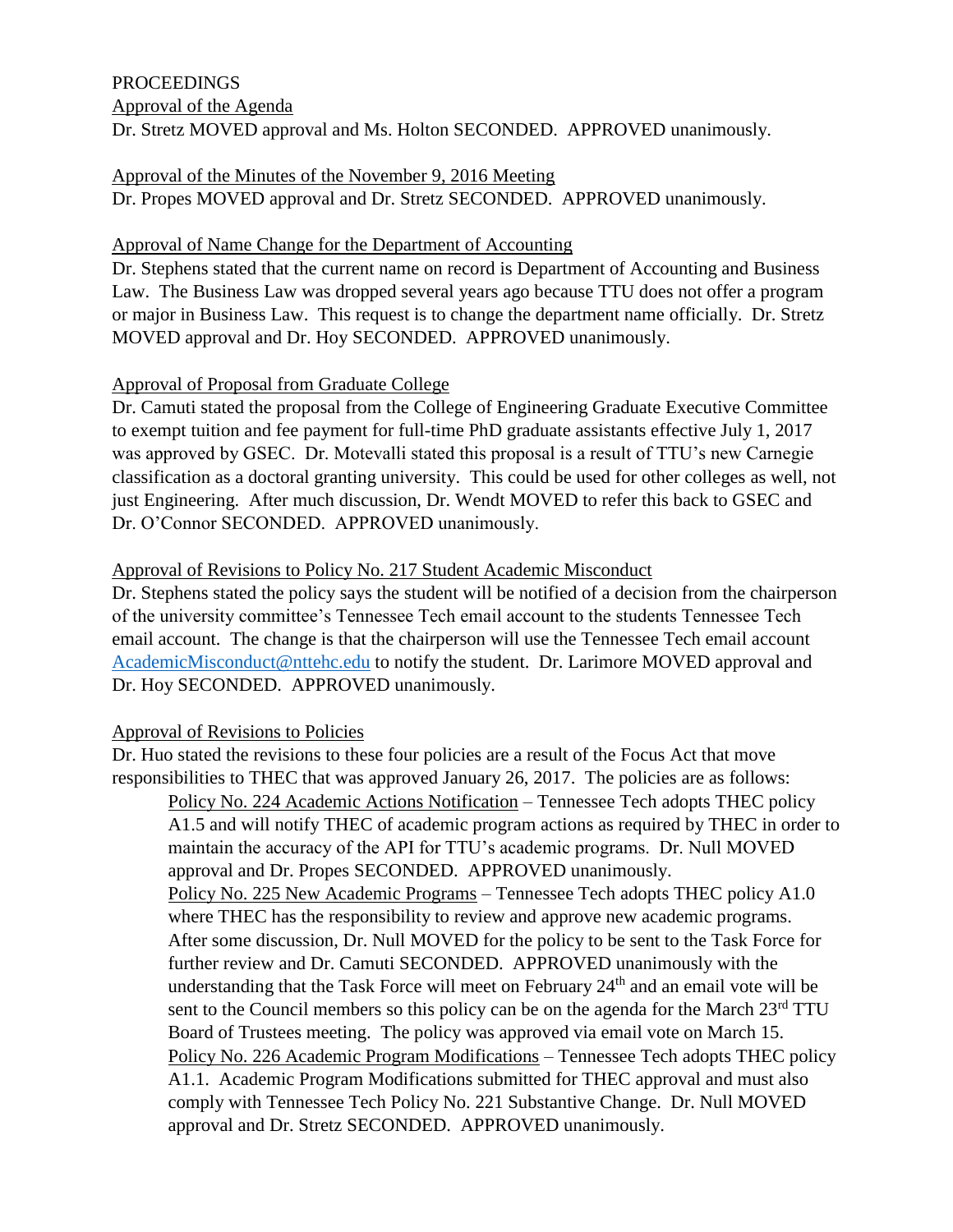PROCEEDINGS

Approval of the Agenda

Dr. Stretz MOVED approval and Ms. Holton SECONDED. APPROVED unanimously.

Approval of the Minutes of the November 9, 2016 Meeting

Dr. Propes MOVED approval and Dr. Stretz SECONDED. APPROVED unanimously.

Approval of Name Change for the Department of Accounting

Dr. Stephens stated that the current name on record is Department of Accounting and Business Law. The Business Law was dropped several years ago because TTU does not offer a program or major in Business Law. This request is to change the department name officially. Dr. Stretz MOVED approval and Dr. Hoy SECONDED. APPROVED unanimously.

Approval of Proposal from Graduate College

Dr. Camuti stated the proposal from the College of Engineering Graduate Executive Committee to exempt tuition and fee payment for full-time PhD graduate assistants effective July 1, 2017 was approved by GSEC. Dr. Motevalli stated this proposal is a result of TTU's new Carnegie classification as a doctoral granting university. This could be used for other colleges as well, not just Engineering. After much discussion, Dr. Wendt MOVED to refer this back to GSEC and Dr. O'Connor SECONDED. APPROVED unanimously.

Approval of Revisions to Policy No. 217 Student Academic Misconduct

Dr. Stephens stated the policy says the student will be notified of a decision from the chairperson of the university committee's Tennessee Tech email account to the students Tennessee Tech email account. The change is that the chairperson will use the Tennessee Tech email account AcademicMisconduct@nttehc.edu to notify the student. Dr. Larimore MOVED approval and Dr. Hoy SECONDED. APPROVED unanimously.

Approval of Revisions to Policies

Dr. Huo stated the revisions to these four policies are a result of the Focus Act that move responsibilities to THEC that was approved January 26, 2017. The policies are as follows:

Policy No. 224 Academic Actions Notification – Tennessee Tech adopts THEC policy A1.5 and will notify THEC of academic program actions as required by THEC in order to maintain the accuracy of the API for TTU's academic programs. Dr. Null MOVED approval and Dr. Propes SECONDED. APPROVED unanimously.

Policy No. 225 New Academic Programs – Tennessee Tech adopts THEC policy A1.0 where THEC has the responsibility to review and approve new academic programs. After some discussion, Dr. Null MOVED for the policy to be sent to the Task Force for further review and Dr. Camuti SECONDED. APPROVED unanimously with the understanding that the Task Force will meet on February 24th and an email vote will be sent to the Council members so this policy can be on the agenda for the March 23rd TTU Board of Trustees meeting. The policy was approved via email vote on March 15.

Policy No. 226 Academic Program Modifications – Tennessee Tech adopts THEC policy A1.1. Academic Program Modifications submitted for THEC approval and must also comply with Tennessee Tech Policy No. 221 Substantive Change. Dr. Null MOVED approval and Dr. Stretz SECONDED. APPROVED unanimously.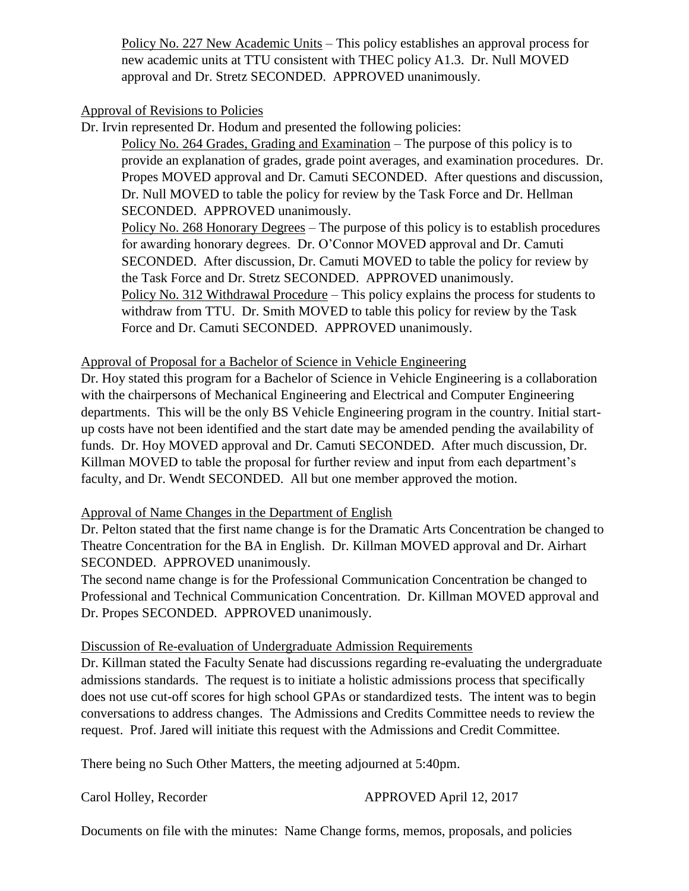Policy No. 227 New Academic Units – This policy establishes an approval process for new academic units at TTU consistent with THEC policy A1.3. Dr. Null MOVED approval and Dr. Stretz SECONDED. APPROVED unanimously.

Approval of Revisions to Policies

Dr. Irvin represented Dr. Hodum and presented the following policies:

Policy No. 264 Grades, Grading and Examination – The purpose of this policy is to provide an explanation of grades, grade point averages, and examination procedures. Dr. Propes MOVED approval and Dr. Camuti SECONDED. After questions and discussion, Dr. Null MOVED to table the policy for review by the Task Force and Dr. Hellman SECONDED. APPROVED unanimously.

Policy No. 268 Honorary Degrees – The purpose of this policy is to establish procedures for awarding honorary degrees. Dr. O'Connor MOVED approval and Dr. Camuti SECONDED. After discussion, Dr. Camuti MOVED to table the policy for review by the Task Force and Dr. Stretz SECONDED. APPROVED unanimously.

Policy No. 312 Withdrawal Procedure – This policy explains the process for students to withdraw from TTU. Dr. Smith MOVED to table this policy for review by the Task Force and Dr. Camuti SECONDED. APPROVED unanimously.

Approval of Proposal for a Bachelor of Science in Vehicle Engineering

Dr. Hoy stated this program for a Bachelor of Science in Vehicle Engineering is a collaboration with the chairpersons of Mechanical Engineering and Electrical and Computer Engineering departments. This will be the only BS Vehicle Engineering program in the country. Initial start-up costs have not been identified and the start date may be amended pending the availability of funds. Dr. Hoy MOVED approval and Dr. Camuti SECONDED. After much discussion, Dr. Killman MOVED to table the proposal for further review and input from each department's faculty, and Dr. Wendt SECONDED. All but one member approved the motion.

Approval of Name Changes in the Department of English

Dr. Pelton stated that the first name change is for the Dramatic Arts Concentration be changed to Theatre Concentration for the BA in English. Dr. Killman MOVED approval and Dr. Airhart SECONDED. APPROVED unanimously.

The second name change is for the Professional Communication Concentration be changed to Professional and Technical Communication Concentration. Dr. Killman MOVED approval and Dr. Propes SECONDED. APPROVED unanimously.

Discussion of Re-evaluation of Undergraduate Admission Requirements

Dr. Killman stated the Faculty Senate had discussions regarding re-evaluating the undergraduate admissions standards. The request is to initiate a holistic admissions process that specifically does not use cut-off scores for high school GPAs or standardized tests. The intent was to begin conversations to address changes. The Admissions and Credits Committee needs to review the request. Prof. Jared will initiate this request with the Admissions and Credit Committee.

There being no Such Other Matters, the meeting adjourned at 5:40pm.

Carol Holley, Recorder APPROVED April 12, 2017

Documents on file with the minutes: Name Change forms, memos, proposals, and policies